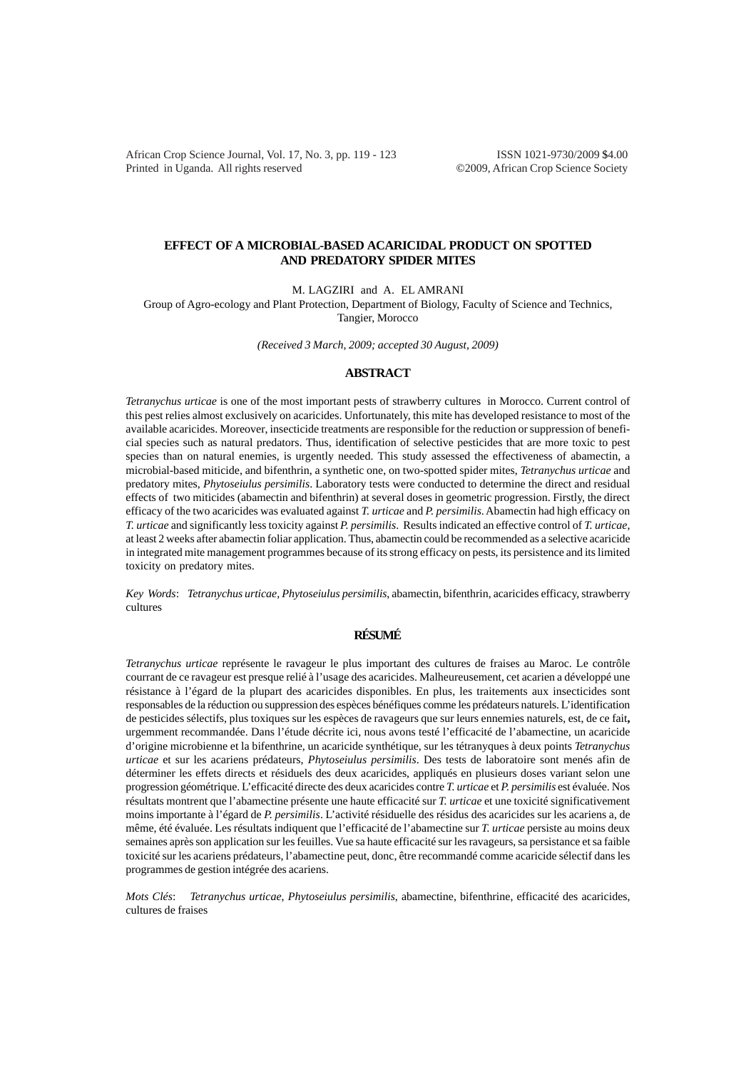# EFFECT OF A MICROBIAL-BASED ACARICIDAL PRODUCT ON SPOTTED AND PREDATORY SPIDER MITES

M. LAGZIRI and A. EL AMRANI

Group of Agro-ecology and Plant Protection, Department of Biology, Faculty of Science and Technics, Tangier, Morocco

*(Received 3 March, 2009; accepted 30 August, 2009)*

## ABSTRACT

*Tetranychus urticae* is one of the most important pests of strawberry cultures in Morocco. Current control of this pest relies almost exclusively on acaricides. Unfortunately, this mite has developed resistance to most of the available acaricides. Moreover, insecticide treatments are responsible for the reduction or suppression of beneficial species such as natural predators. Thus, identification of selective pesticides that are more toxic to pest species than on natural enemies, is urgently needed. This study assessed the effectiveness of abamectin, a microbial-based miticide, and bifenthrin, a synthetic one, on two-spotted spider mites, *Tetranychus urticae* and predatory mites, *Phytoseiulus persimilis*. Laboratory tests were conducted to determine the direct and residual effects of two miticides (abamectin and bifenthrin) at several doses in geometric progression. Firstly, the direct efficacy of the two acaricides was evaluated against *T. urticae* and *P. persimilis*. Abamectin had high efficacy on *T. urticae* and significantly less toxicity against *P. persimilis*. Results indicated an effective control of *T. urticae*, at least 2 weeks after abamectin foliar application. Thus, abamectin could be recommended as a selective acaricide in integrated mite management programmes because of its strong efficacy on pests, its persistence and its limited toxicity on predatory mites.

*Key Words*: *Tetranychus urticae*, *Phytoseiulus persimilis*, abamectin, bifenthrin, acaricides efficacy, strawberry cultures

## RÉSUMÉ

*Tetranychus urticae* représente le ravageur le plus important des cultures de fraises au Maroc. Le contrôle courrant de ce ravageur est presque relié à l'usage des acaricides. Malheureusement, cet acarien a développé une résistance à l'égard de la plupart des acaricides disponibles. En plus, les traitements aux insecticides sont responsables de la réduction ou suppression des espèces bénéfiques comme les prédateurs naturels. L'identification de pesticides sélectifs, plus toxiques sur les espèces de ravageurs que sur leurs ennemies naturels, est, de ce fait**,** urgemment recommandée. Dans l'étude décrite ici, nous avons testé l'efficacité de l'abamectine, un acaricide d'origine microbienne et la bifenthrine, un acaricide synthétique, sur les tétranyques à deux points *Tetranychus urticae* et sur les acariens prédateurs, *Phytoseiulus persimilis*. Des tests de laboratoire sont menés afin de déterminer les effets directs et résiduels des deux acaricides, appliqués en plusieurs doses variant selon une progression géométrique. L'efficacité directe des deux acaricides contre *T. urticae* et *P. persimilis* est évaluée. Nos résultats montrent que l'abamectine présente une haute efficacité sur *T. urticae* et une toxicité significativement moins importante à l'égard de *P. persimilis*. L'activité résiduelle des résidus des acaricides sur les acariens a, de même, été évaluée. Les résultats indiquent que l'efficacité de l'abamectine sur *T. urticae* persiste au moins deux semaines après son application sur les feuilles. Vue sa haute efficacité sur les ravageurs, sa persistance et sa faible toxicité sur les acariens prédateurs, l'abamectine peut, donc, être recommandé comme acaricide sélectif dans les programmes de gestion intégrée des acariens.

*Mots Clés*: *Tetranychus urticae*, *Phytoseiulus persimilis*, abamectine, bifenthrine, efficacité des acaricides, cultures de fraises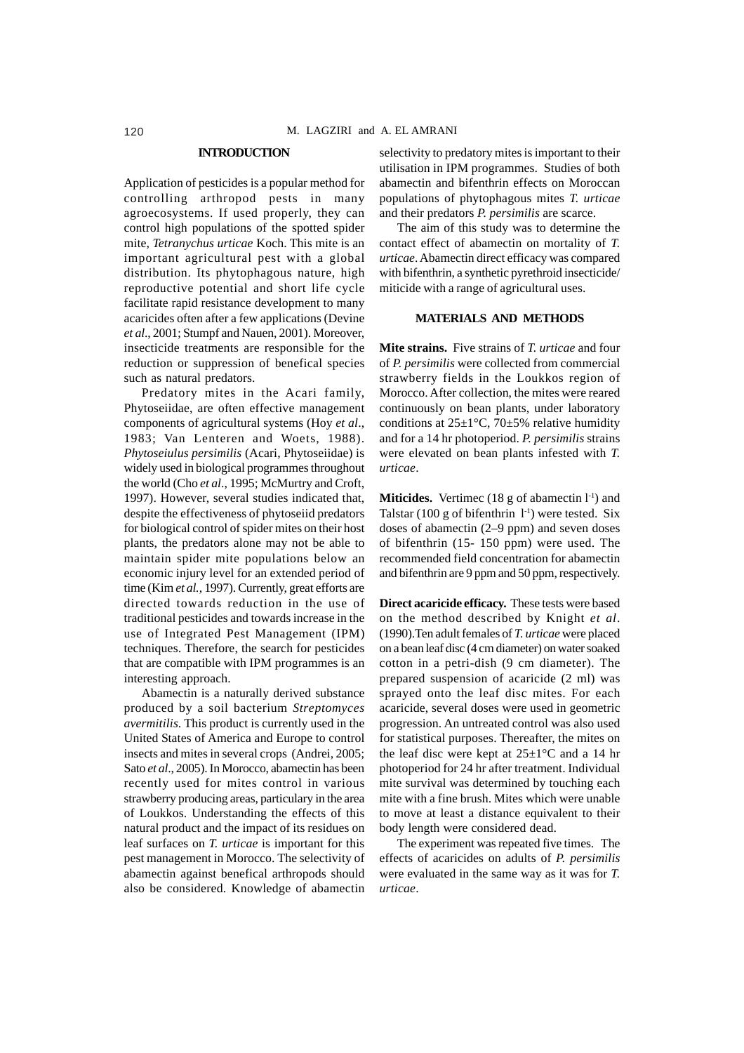## INTRODUCTION

Application of pesticides is a popular method for controlling arthropod pests in many agroecosystems. If used properly, they can control high populations of the spotted spider mite, *Tetranychus urticae* Koch. This mite is an important agricultural pest with a global distribution. Its phytophagous nature, high reproductive potential and short life cycle facilitate rapid resistance development to many acaricides often after a few applications (Devine *et al*., 2001; Stumpf and Nauen, 2001). Moreover, insecticide treatments are responsible for the reduction or suppression of benefical species such as natural predators.

Predatory mites in the Acari family, Phytoseiidae, are often effective management components of agricultural systems (Hoy *et al*., 1983; Van Lenteren and Woets, 1988). *Phytoseiulus persimilis* (Acari, Phytoseiidae) is widely used in biological programmes throughout the world (Cho *et al*., 1995; McMurtry and Croft, 1997). However, several studies indicated that, despite the effectiveness of phytoseiid predators for biological control of spider mites on their host plants, the predators alone may not be able to maintain spider mite populations below an economic injury level for an extended period of time (Kim *et al.*, 1997). Currently, great efforts are directed towards reduction in the use of traditional pesticides and towards increase in the use of Integrated Pest Management (IPM) techniques. Therefore, the search for pesticides that are compatible with IPM programmes is an interesting approach.

Abamectin is a naturally derived substance produced by a soil bacterium *Streptomyces avermitilis*. This product is currently used in the United States of America and Europe to control insects and mites in several crops (Andrei, 2005; Sato *et al*., 2005). In Morocco, abamectin has been recently used for mites control in various strawberry producing areas, particulary in the area of Loukkos. Understanding the effects of this natural product and the impact of its residues on leaf surfaces on *T. urticae* is important for this pest management in Morocco. The selectivity of abamectin against benefical arthropods should also be considered. Knowledge of abamectin selectivity to predatory mites is important to their utilisation in IPM programmes. Studies of both abamectin and bifenthrin effects on Moroccan populations of phytophagous mites *T. urticae* and their predators *P. persimilis* are scarce.

The aim of this study was to determine the contact effect of abamectin on mortality of *T. urticae*. Abamectin direct efficacy was compared with bifenthrin, a synthetic pyrethroid insecticide/ miticide with a range of agricultural uses.

## MATERIALS AND METHODS

**Mite strains.** Five strains of *T. urticae* and four of *P. persimilis* were collected from commercial strawberry fields in the Loukkos region of Morocco. After collection, the mites were reared continuously on bean plants, under laboratory conditions at 25±1°C, 70±5% relative humidity and for a 14 hr photoperiod. *P. persimilis* strains were elevated on bean plants infested with *T. urticae*.

**Miticides.** Vertimec (18 g of abamectin $l^{-1}$) and Talstar (100 g of bifenthrin $l^{-1}$) were tested. Six doses of abamectin (2–9 ppm) and seven doses of bifenthrin (15- 150 ppm) were used. The recommended field concentration for abamectin and bifenthrin are 9 ppm and 50 ppm, respectively.

**Direct acaricide efficacy.** These tests were based on the method described by Knight *et al*. (1990).Ten adult females of *T. urticae* were placed on a bean leaf disc (4 cm diameter) on water soaked cotton in a petri-dish (9 cm diameter). The prepared suspension of acaricide (2 ml) was sprayed onto the leaf disc mites. For each acaricide, several doses were used in geometric progression. An untreated control was also used for statistical purposes. Thereafter, the mites on the leaf disc were kept at 25±1°C and a 14 hr photoperiod for 24 hr after treatment. Individual mite survival was determined by touching each mite with a fine brush. Mites which were unable to move at least a distance equivalent to their body length were considered dead.

The experiment was repeated five times. The effects of acaricides on adults of *P. persimilis* were evaluated in the same way as it was for *T. urticae*.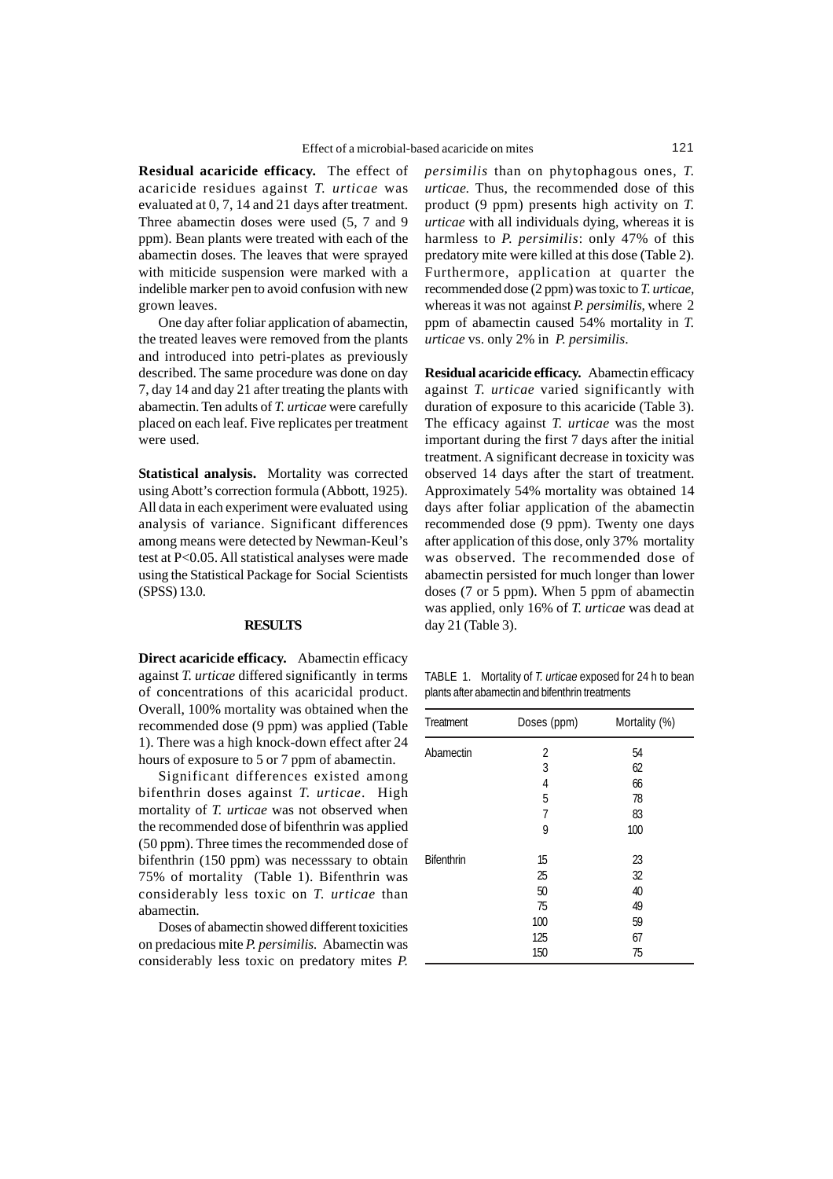**Residual acaricide efficacy.** The effect of acaricide residues against *T. urticae* was evaluated at 0, 7, 14 and 21 days after treatment. Three abamectin doses were used (5, 7 and 9 ppm). Bean plants were treated with each of the abamectin doses. The leaves that were sprayed with miticide suspension were marked with a indelible marker pen to avoid confusion with new grown leaves.

One day after foliar application of abamectin, the treated leaves were removed from the plants and introduced into petri-plates as previously described. The same procedure was done on day 7, day 14 and day 21 after treating the plants with abamectin. Ten adults of *T. urticae* were carefully placed on each leaf. Five replicates per treatment were used.

**Statistical analysis.** Mortality was corrected using Abott's correction formula (Abbott, 1925). All data in each experiment were evaluated using analysis of variance. Significant differences among means were detected by Newman-Keul's test at $P<0.05$. All statistical analyses were made using the Statistical Package for Social Scientists (SPSS) 13.0.

## RESULTS

**Direct acaricide efficacy.** Abamectin efficacy against *T. urticae* differed significantly in terms of concentrations of this acaricidal product. Overall, 100% mortality was obtained when the recommended dose (9 ppm) was applied (Table 1). There was a high knock-down effect after 24 hours of exposure to 5 or 7 ppm of abamectin.

Significant differences existed among bifenthrin doses against *T. urticae*. High mortality of *T. urticae* was not observed when the recommended dose of bifenthrin was applied (50 ppm). Three times the recommended dose of bifenthrin (150 ppm) was necesssary to obtain 75% of mortality (Table 1). Bifenthrin was considerably less toxic on *T. urticae* than abamectin.

Doses of abamectin showed different toxicities on predacious mite *P. persimilis.* Abamectin was considerably less toxic on predatory mites *P. persimilis* than on phytophagous ones, *T. urticae.* Thus, the recommended dose of this product (9 ppm) presents high activity on *T. urticae* with all individuals dying, whereas it is harmless to *P. persimilis*: only 47% of this predatory mite were killed at this dose (Table 2). Furthermore, application at quarter the recommended dose (2 ppm) was toxic to *T. urticae*, whereas it was not against *P. persimilis*, where 2 ppm of abamectin caused 54% mortality in *T. urticae* vs. only 2% in *P. persimilis*.

**Residual acaricide efficacy.** Abamectin efficacy against *T. urticae* varied significantly with duration of exposure to this acaricide (Table 3). The efficacy against *T. urticae* was the most important during the first 7 days after the initial treatment. A significant decrease in toxicity was observed 14 days after the start of treatment. Approximately 54% mortality was obtained 14 days after foliar application of the abamectin recommended dose (9 ppm). Twenty one days after application of this dose, only 37% mortality was observed. The recommended dose of abamectin persisted for much longer than lower doses (7 or 5 ppm). When 5 ppm of abamectin was applied, only 16% of *T. urticae* was dead at day 21 (Table 3).

TABLE 1. Mortality of *T. urticae* exposed for 24 h to bean plants after abamectin and bifenthrin treatments

| Treatment | Doses (ppm) | Mortality (%) |
|---|---|---|
| Abamectin | 2 | 54 |
| | 3 | 62 |
| | 4 | 66 |
| | 5 | 78 |
| | 7 | 83 |
| | 9 | 100 |
| Bifenthrin | 15 | 23 |
| | 25 | 32 |
| | 50 | 40 |
| | 75 | 49 |
| | 100 | 59 |
| | 125 | 67 |
| | 150 | 75 |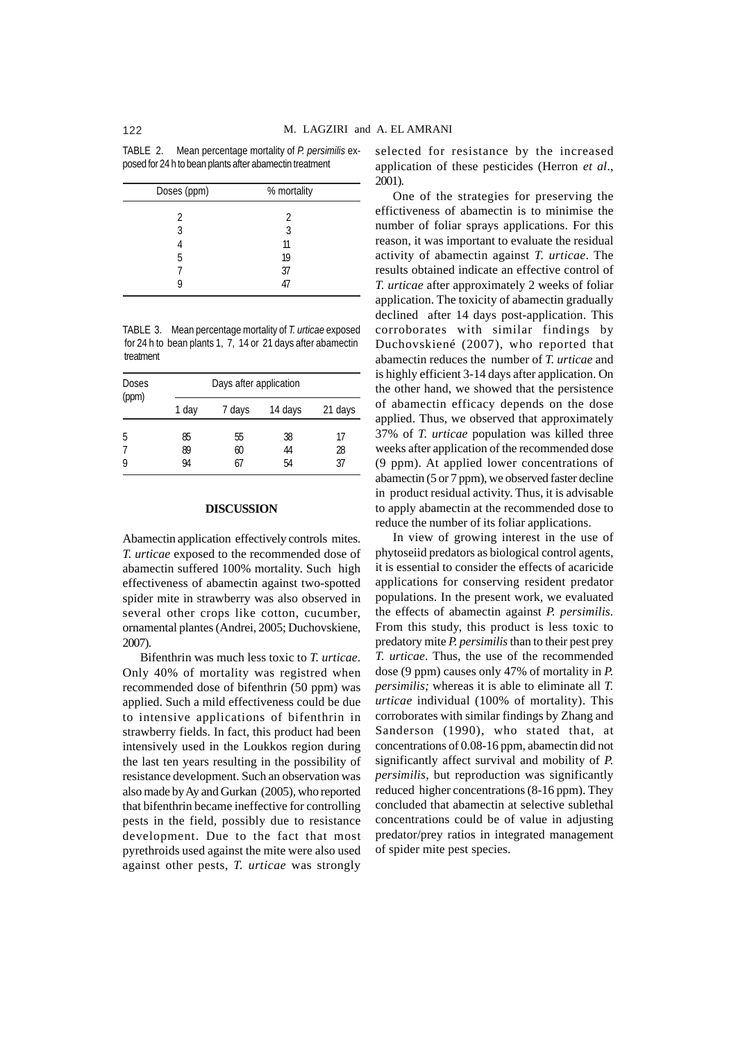TABLE 2. Mean percentage mortality of *P. persimilis* exposed for 24 h to bean plants after abamectin treatment

| Doses (ppm) | % mortality |
|---|---|
| 2 | 2 |
| 3 | 3 |
| 4 | 11 |
| 5 | 19 |
| 7 | 37 |
| 9 | 47 |

TABLE 3. Mean percentage mortality of *T. urticae* exposed for 24 h to bean plants 1, 7, 14 or 21 days after abamectin treatment

| Doses (ppm) | Days after application | | | |
|---|---|---|---|---|
| | 1 day | 7 days | 14 days | 21 days |
| 5 | 85 | 55 | 38 | 17 |
| 7 | 89 | 60 | 44 | 28 |
| 9 | 94 | 67 | 54 | 37 |

## DISCUSSION

Abamectin application effectively controls mites. *T. urticae* exposed to the recommended dose of abamectin suffered 100% mortality. Such high effectiveness of abamectin against two-spotted spider mite in strawberry was also observed in several other crops like cotton, cucumber, ornamental plantes (Andrei, 2005; Duchovskiene, 2007).

Bifenthrin was much less toxic to *T. urticae*. Only 40% of mortality was registred when recommended dose of bifenthrin (50 ppm) was applied. Such a mild effectiveness could be due to intensive applications of bifenthrin in strawberry fields. In fact, this product had been intensively used in the Loukkos region during the last ten years resulting in the possibility of resistance development. Such an observation was also made by Ay and Gurkan (2005), who reported that bifenthrin became ineffective for controlling pests in the field, possibly due to resistance development. Due to the fact that most pyrethroids used against the mite were also used against other pests, *T. urticae* was strongly selected for resistance by the increased application of these pesticides (Herron *et al*., 2001).

One of the strategies for preserving the effictiveness of abamectin is to minimise the number of foliar sprays applications. For this reason, it was important to evaluate the residual activity of abamectin against *T. urticae*. The results obtained indicate an effective control of *T. urticae* after approximately 2 weeks of foliar application. The toxicity of abamectin gradually declined after 14 days post-application. This corroborates with similar findings by Duchovskiené (2007), who reported that abamectin reduces the number of *T. urticae* and is highly efficient 3-14 days after application. On the other hand, we showed that the persistence of abamectin efficacy depends on the dose applied. Thus, we observed that approximately 37% of *T. urticae* population was killed three weeks after application of the recommended dose (9 ppm). At applied lower concentrations of abamectin (5 or 7 ppm), we observed faster decline in product residual activity. Thus, it is advisable to apply abamectin at the recommended dose to reduce the number of its foliar applications.

In view of growing interest in the use of phytoseiid predators as biological control agents, it is essential to consider the effects of acaricide applications for conserving resident predator populations. In the present work, we evaluated the effects of abamectin against *P. persimilis.* From this study, this product is less toxic to predatory mite *P. persimilis* than to their pest prey *T. urticae*. Thus, the use of the recommended dose (9 ppm) causes only 47% of mortality in *P. persimilis;* whereas it is able to eliminate all *T. urticae* individual (100% of mortality). This corroborates with similar findings by Zhang and Sanderson (1990), who stated that, at concentrations of 0.08-16 ppm, abamectin did not significantly affect survival and mobility of *P. persimilis*, but reproduction was significantly reduced higher concentrations (8-16 ppm). They concluded that abamectin at selective sublethal concentrations could be of value in adjusting predator/prey ratios in integrated management of spider mite pest species.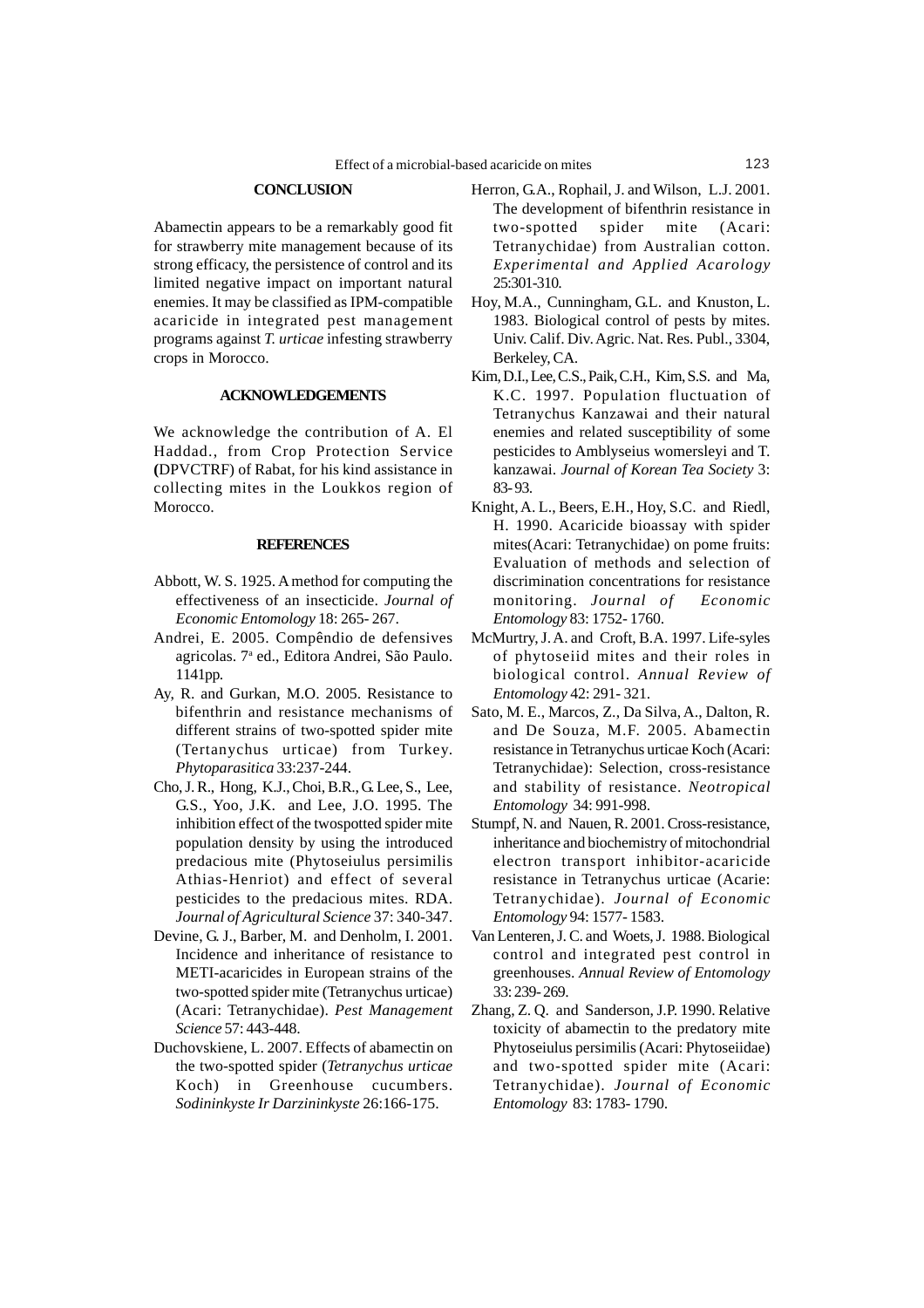## CONCLUSION

Abamectin appears to be a remarkably good fit for strawberry mite management because of its strong efficacy, the persistence of control and its limited negative impact on important natural enemies. It may be classified as IPM-compatible acaricide in integrated pest management programs against *T. urticae* infesting strawberry crops in Morocco.

## ACKNOWLEDGEMENTS

We acknowledge the contribution of A. El Haddad., from Crop Protection Service **(**DPVCTRF) of Rabat, for his kind assistance in collecting mites in the Loukkos region of Morocco.

## REFERENCES

Abbott, W. S. 1925. A method for computing the effectiveness of an insecticide. *Journal of Economic Entomology* 18: 265- 267.

Andrei, E. 2005. Compêndio de defensives agricolas. 7ª ed., Editora Andrei, São Paulo. 1141pp.

Ay, R. and Gurkan, M.O. 2005. Resistance to bifenthrin and resistance mechanisms of different strains of two-spotted spider mite (Tertanychus urticae) from Turkey. *Phytoparasitica* 33:237-244.

Cho, J. R., Hong, K.J., Choi, B.R., G. Lee, S., Lee, G.S., Yoo, J.K. and Lee, J.O. 1995. The inhibition effect of the twospotted spider mite population density by using the introduced predacious mite (Phytoseiulus persimilis Athias-Henriot) and effect of several pesticides to the predacious mites. RDA. *Journal of Agricultural Science* 37: 340-347.

Devine, G. J., Barber, M. and Denholm, I. 2001. Incidence and inheritance of resistance to METI-acaricides in European strains of the two-spotted spider mite (Tetranychus urticae) (Acari: Tetranychidae). *Pest Management Science* 57: 443-448.

Duchovskiene, L. 2007. Effects of abamectin on the two-spotted spider (*Tetranychus urticae* Koch) in Greenhouse cucumbers. *Sodininkyste Ir Darzininkyste* 26:166-175.

Herron, G.A., Rophail, J. and Wilson, L.J. 2001. The development of bifenthrin resistance in two-spotted spider mite (Acari: Tetranychidae) from Australian cotton. *Experimental and Applied Acarology* 25:301-310.

Hoy, M.A., Cunningham, G.L. and Knuston, L. 1983. Biological control of pests by mites. Univ. Calif. Div. Agric. Nat. Res. Publ., 3304, Berkeley, CA.

Kim, D.I., Lee, C.S., Paik, C.H., Kim, S.S. and Ma, K.C. 1997. Population fluctuation of Tetranychus Kanzawai and their natural enemies and related susceptibility of some pesticides to Amblyseius womersleyi and T. kanzawai. *Journal of Korean Tea Society* 3: 83- 93.

Knight, A. L., Beers, E.H., Hoy, S.C. and Riedl, H. 1990. Acaricide bioassay with spider mites(Acari: Tetranychidae) on pome fruits: Evaluation of methods and selection of discrimination concentrations for resistance monitoring. *Journal of Economic Entomology* 83: 1752- 1760.

McMurtry, J. A. and Croft, B.A. 1997. Life-syles of phytoseiid mites and their roles in biological control. *Annual Review of Entomology* 42: 291- 321.

Sato, M. E., Marcos, Z., Da Silva, A., Dalton, R. and De Souza, M.F. 2005. Abamectin resistance in Tetranychus urticae Koch (Acari: Tetranychidae): Selection, cross-resistance and stability of resistance. *Neotropical Entomology* 34: 991-998.

Stumpf, N. and Nauen, R. 2001. Cross-resistance, inheritance and biochemistry of mitochondrial electron transport inhibitor-acaricide resistance in Tetranychus urticae (Acarie: Tetranychidae). *Journal of Economic Entomology* 94: 1577- 1583.

Van Lenteren, J. C. and Woets, J. 1988. Biological control and integrated pest control in greenhouses. *Annual Review of Entomology* 33: 239- 269.

Zhang, Z. Q. and Sanderson, J.P. 1990. Relative toxicity of abamectin to the predatory mite Phytoseiulus persimilis (Acari: Phytoseiidae) and two-spotted spider mite (Acari: Tetranychidae). *Journal of Economic Entomology* 83: 1783- 1790.